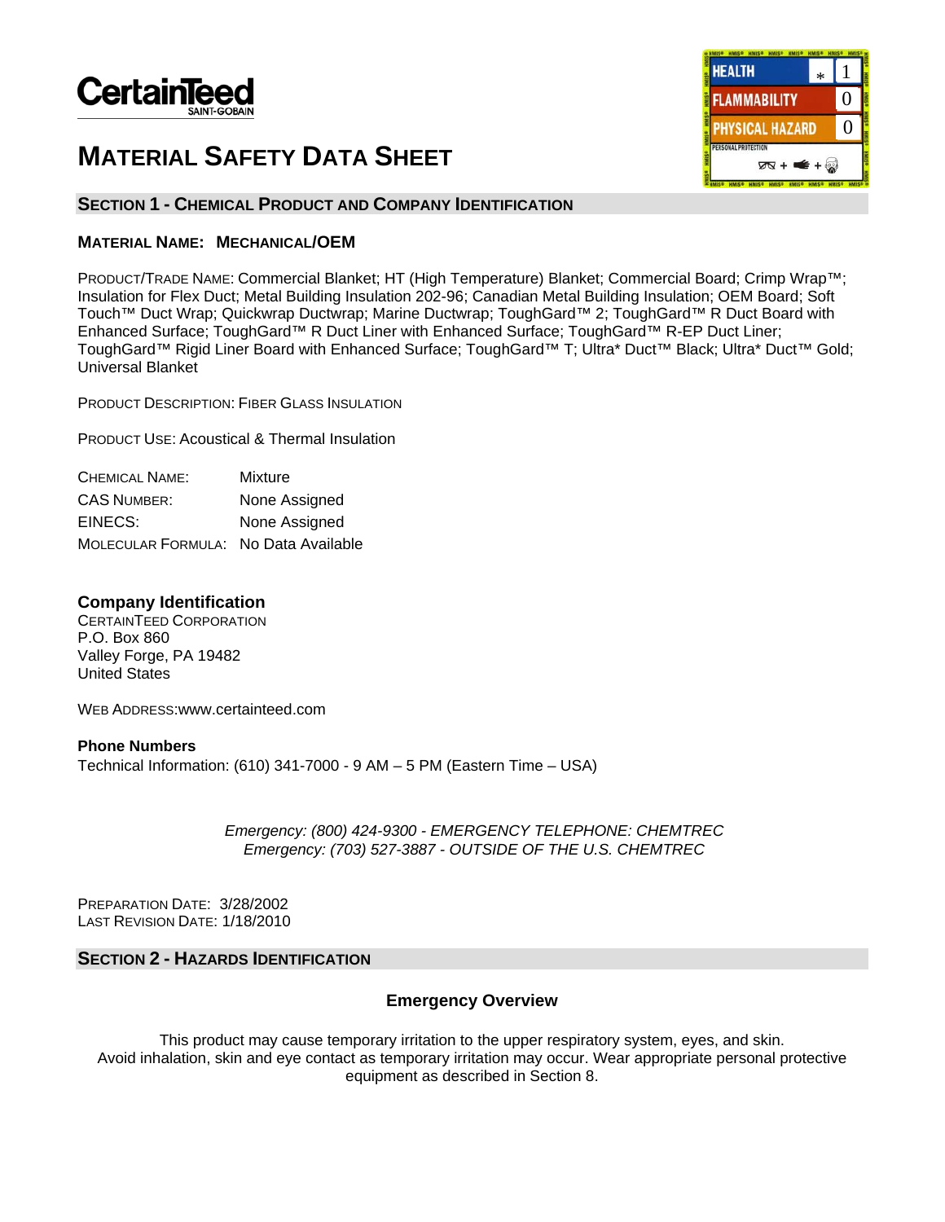CertainTeed
SAINT-GOBAIN

| HEALTH | * | 1 |
| --- | --- | --- |
| FLAMMABILITY | | 0 |
| PHYSICAL HAZARD | | 0 |
| PERSONAL PROTECTION | | |

# MATERIAL SAFETY DATA SHEET

## SECTION 1 - CHEMICAL PRODUCT AND COMPANY IDENTIFICATION

### MATERIAL NAME: MECHANICAL/OEM

PRODUCT/TRADE NAME: Commercial Blanket; HT (High Temperature) Blanket; Commercial Board; Crimp Wrap™; Insulation for Flex Duct; Metal Building Insulation 202-96; Canadian Metal Building Insulation; OEM Board; Soft Touch™ Duct Wrap; Quickwrap Ductwrap; Marine Ductwrap; ToughGard™ 2; ToughGard™ R Duct Board with Enhanced Surface; ToughGard™ R Duct Liner with Enhanced Surface; ToughGard™ R-EP Duct Liner; ToughGard™ Rigid Liner Board with Enhanced Surface; ToughGard™ T; Ultra* Duct™ Black; Ultra* Duct™ Gold; Universal Blanket

PRODUCT DESCRIPTION: FIBER GLASS INSULATION

PRODUCT USE: Acoustical & Thermal Insulation

| | |
| --- | --- |
| CHEMICAL NAME: | Mixture |
| CAS NUMBER: | None Assigned |
| EINECS: | None Assigned |
| MOLECULAR FORMULA: | No Data Available |

**Company Identification**
CERTAINTEED CORPORATION
P.O. Box 860
Valley Forge, PA 19482
United States

WEB ADDRESS:www.certainteed.com

**Phone Numbers**
Technical Information: (610) 341-7000 - 9 AM – 5 PM (Eastern Time – USA)

*Emergency: (800) 424-9300 - EMERGENCY TELEPHONE: CHEMTREC*
*Emergency: (703) 527-3887 - OUTSIDE OF THE U.S. CHEMTREC*

PREPARATION DATE: 3/28/2002
LAST REVISION DATE: 1/18/2010

## SECTION 2 - HAZARDS IDENTIFICATION

### Emergency Overview

This product may cause temporary irritation to the upper respiratory system, eyes, and skin. Avoid inhalation, skin and eye contact as temporary irritation may occur. Wear appropriate personal protective equipment as described in Section 8.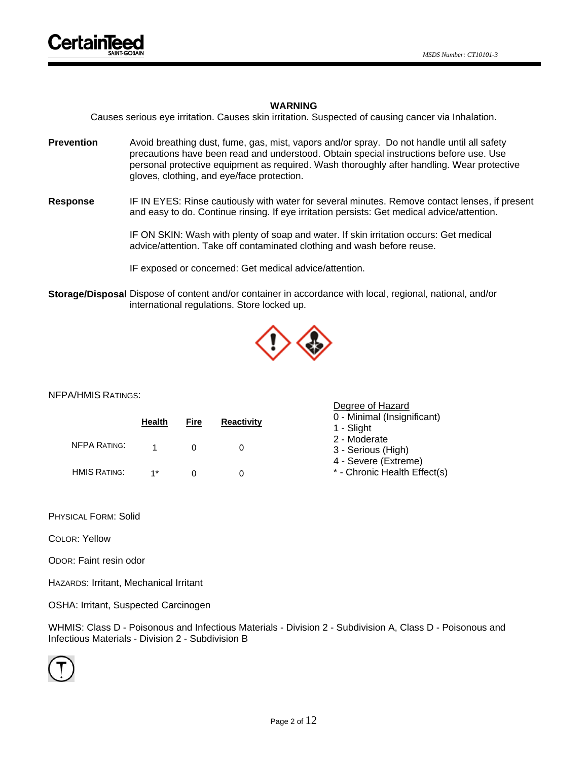**WARNING**

Causes serious eye irritation. Causes skin irritation. Suspected of causing cancer via Inhalation.

**Prevention** Avoid breathing dust, fume, gas, mist, vapors and/or spray. Do not handle until all safety precautions have been read and understood. Obtain special instructions before use. Use personal protective equipment as required. Wash thoroughly after handling. Wear protective gloves, clothing, and eye/face protection.

**Response** IF IN EYES: Rinse cautiously with water for several minutes. Remove contact lenses, if present and easy to do. Continue rinsing. If eye irritation persists: Get medical advice/attention.

IF ON SKIN: Wash with plenty of soap and water. If skin irritation occurs: Get medical advice/attention. Take off contaminated clothing and wash before reuse.

IF exposed or concerned: Get medical advice/attention.

**Storage/Disposal** Dispose of content and/or container in accordance with local, regional, national, and/or international regulations. Store locked up.

NFPA/HMIS RATINGS:

| | Health | Fire | Reactivity |
|---|---|---|---|
| NFPA RATING: | 1 | 0 | 0 |
| HMIS RATING: | 1* | 0 | 0 |

Degree of Hazard
0 - Minimal (Insignificant)
1 - Slight
2 - Moderate
3 - Serious (High)
4 - Severe (Extreme)
* - Chronic Health Effect(s)

PHYSICAL FORM: Solid

COLOR: Yellow

ODOR: Faint resin odor

HAZARDS: Irritant, Mechanical Irritant

OSHA: Irritant, Suspected Carcinogen

WHMIS: Class D - Poisonous and Infectious Materials - Division 2 - Subdivision A, Class D - Poisonous and Infectious Materials - Division 2 - Subdivision B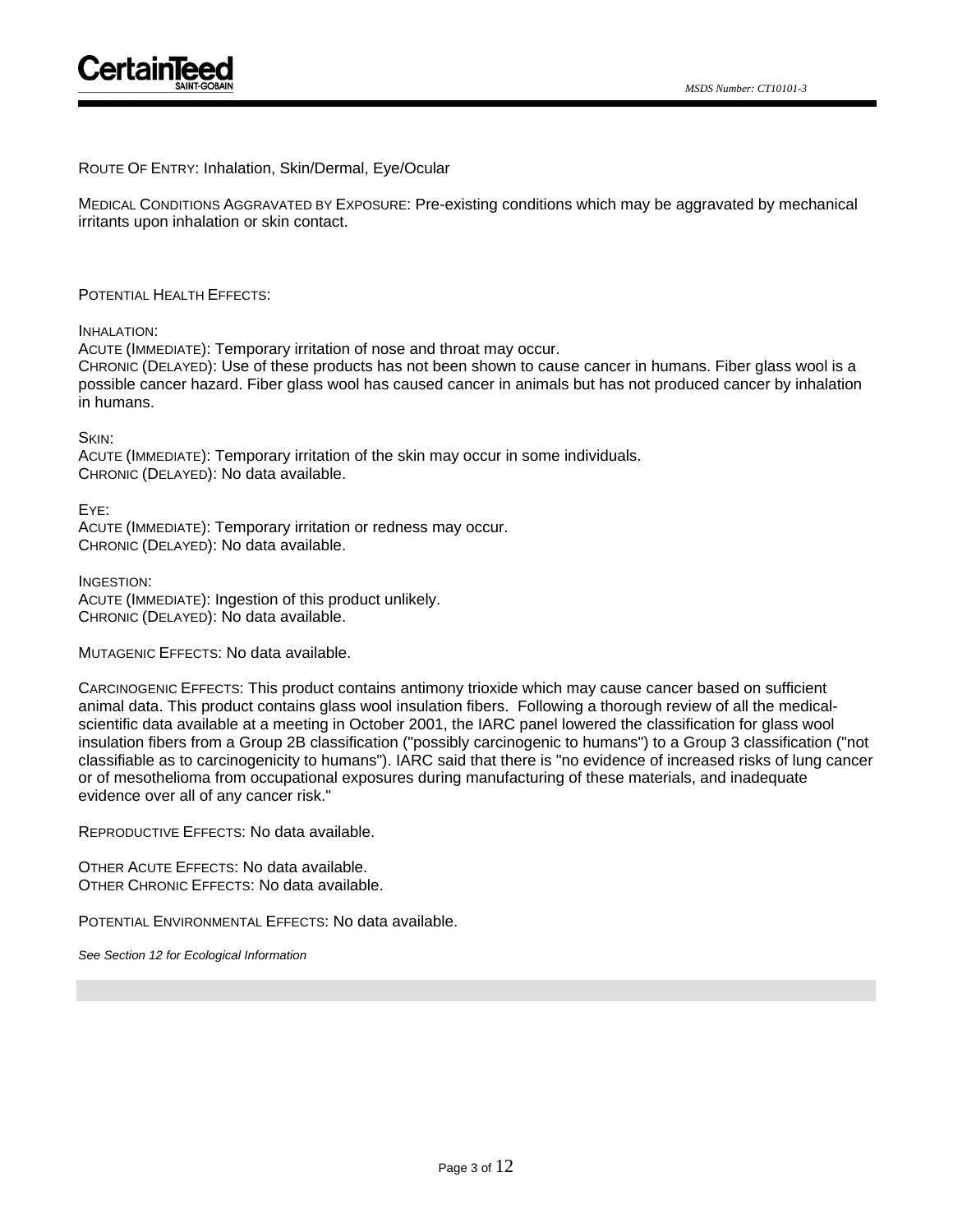ROUTE OF ENTRY: Inhalation, Skin/Dermal, Eye/Ocular

MEDICAL CONDITIONS AGGRAVATED BY EXPOSURE: Pre-existing conditions which may be aggravated by mechanical irritants upon inhalation or skin contact.

POTENTIAL HEALTH EFFECTS:

INHALATION:
ACUTE (IMMEDIATE): Temporary irritation of nose and throat may occur.
CHRONIC (DELAYED): Use of these products has not been shown to cause cancer in humans. Fiber glass wool is a possible cancer hazard. Fiber glass wool has caused cancer in animals but has not produced cancer by inhalation in humans.

SKIN:
ACUTE (IMMEDIATE): Temporary irritation of the skin may occur in some individuals.
CHRONIC (DELAYED): No data available.

EYE:
ACUTE (IMMEDIATE): Temporary irritation or redness may occur.
CHRONIC (DELAYED): No data available.

INGESTION:
ACUTE (IMMEDIATE): Ingestion of this product unlikely.
CHRONIC (DELAYED): No data available.

MUTAGENIC EFFECTS: No data available.

CARCINOGENIC EFFECTS: This product contains antimony trioxide which may cause cancer based on sufficient animal data. This product contains glass wool insulation fibers. Following a thorough review of all the medical-scientific data available at a meeting in October 2001, the IARC panel lowered the classification for glass wool insulation fibers from a Group 2B classification ("possibly carcinogenic to humans") to a Group 3 classification ("not classifiable as to carcinogenicity to humans"). IARC said that there is "no evidence of increased risks of lung cancer or of mesothelioma from occupational exposures during manufacturing of these materials, and inadequate evidence over all of any cancer risk."

REPRODUCTIVE EFFECTS: No data available.

OTHER ACUTE EFFECTS: No data available.
OTHER CHRONIC EFFECTS: No data available.

POTENTIAL ENVIRONMENTAL EFFECTS: No data available.

*See Section 12 for Ecological Information*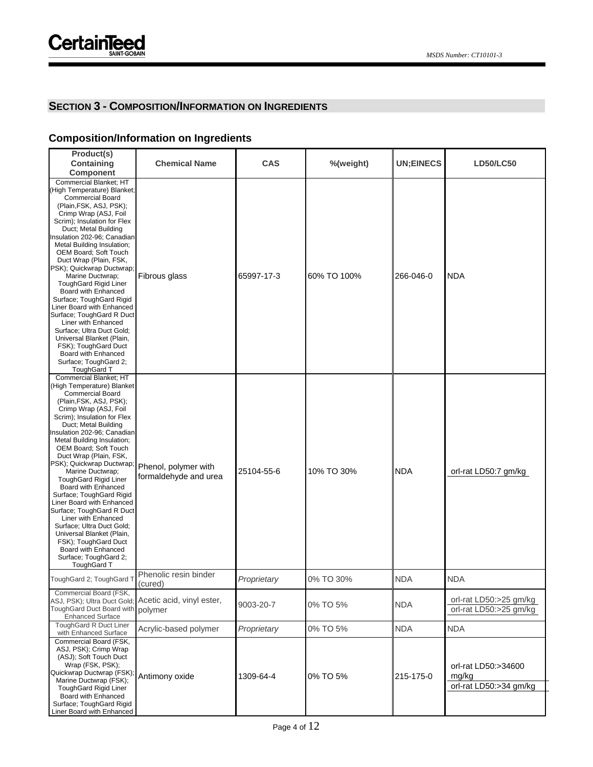## SECTION 3 - COMPOSITION/INFORMATION ON INGREDIENTS

### Composition/Information on Ingredients

| Product(s) Containing Component | Chemical Name | CAS | %(weight) | UN;EINECS | LD50/LC50 |
|---|---|---|---|---|---|
| Commercial Blanket; HT (High Temperature) Blanket; Commercial Board (Plain,FSK, ASJ, PSK); Crimp Wrap (ASJ, Foil Scrim); Insulation for Flex Duct; Metal Building Insulation 202-96; Canadian Metal Building Insulation; OEM Board; Soft Touch Duct Wrap (Plain, FSK, PSK); Quickwrap Ductwrap; Marine Ductwrap; ToughGard Rigid Liner Board with Enhanced Surface; ToughGard Rigid Liner Board with Enhanced Surface; ToughGard R Duct Liner with Enhanced Surface; Ultra Duct Gold; Universal Blanket (Plain, FSK); ToughGard Duct Board with Enhanced Surface; ToughGard 2; ToughGard T | Fibrous glass | 65997-17-3 | 60% TO 100% | 266-046-0 | NDA |
| Commercial Blanket; HT (High Temperature) Blanket Commercial Board (Plain,FSK, ASJ, PSK); Crimp Wrap (ASJ, Foil Scrim); Insulation for Flex Duct; Metal Building Insulation 202-96; Canadian Metal Building Insulation; OEM Board; Soft Touch Duct Wrap (Plain, FSK, PSK); Quickwrap Ductwrap; Marine Ductwrap; ToughGard Rigid Liner Board with Enhanced Surface; ToughGard Rigid Liner Board with Enhanced Surface; ToughGard R Duct Liner with Enhanced Surface; Ultra Duct Gold; Universal Blanket (Plain, FSK); ToughGard Duct Board with Enhanced Surface; ToughGard 2; ToughGard T | Phenol, polymer with formaldehyde and urea | 25104-55-6 | 10% TO 30% | NDA | orl-rat LD50:7 gm/kg |
| ToughGard 2; ToughGard T | Phenolic resin binder (cured) | *Proprietary* | 0% TO 30% | NDA | NDA |
| Commercial Board (FSK, ASJ, PSK); Ultra Duct Gold; ToughGard Duct Board with Enhanced Surface | Acetic acid, vinyl ester, polymer | 9003-20-7 | 0% TO 5% | NDA | orl-rat LD50:>25 gm/kg<br>orl-rat LD50:>25 gm/kg |
| ToughGard R Duct Liner with Enhanced Surface | Acrylic-based polymer | *Proprietary* | 0% TO 5% | NDA | NDA |
| Commercial Board (FSK, ASJ, PSK); Crimp Wrap (ASJ); Soft Touch Duct Wrap (FSK, PSK); Quickwrap Ductwrap (FSK); Marine Ductwrap (FSK); ToughGard Rigid Liner Board with Enhanced Surface; ToughGard Rigid Liner Board with Enhanced | Antimony oxide | 1309-64-4 | 0% TO 5% | 215-175-0 | orl-rat LD50:>34600 mg/kg<br>orl-rat LD50:>34 gm/kg |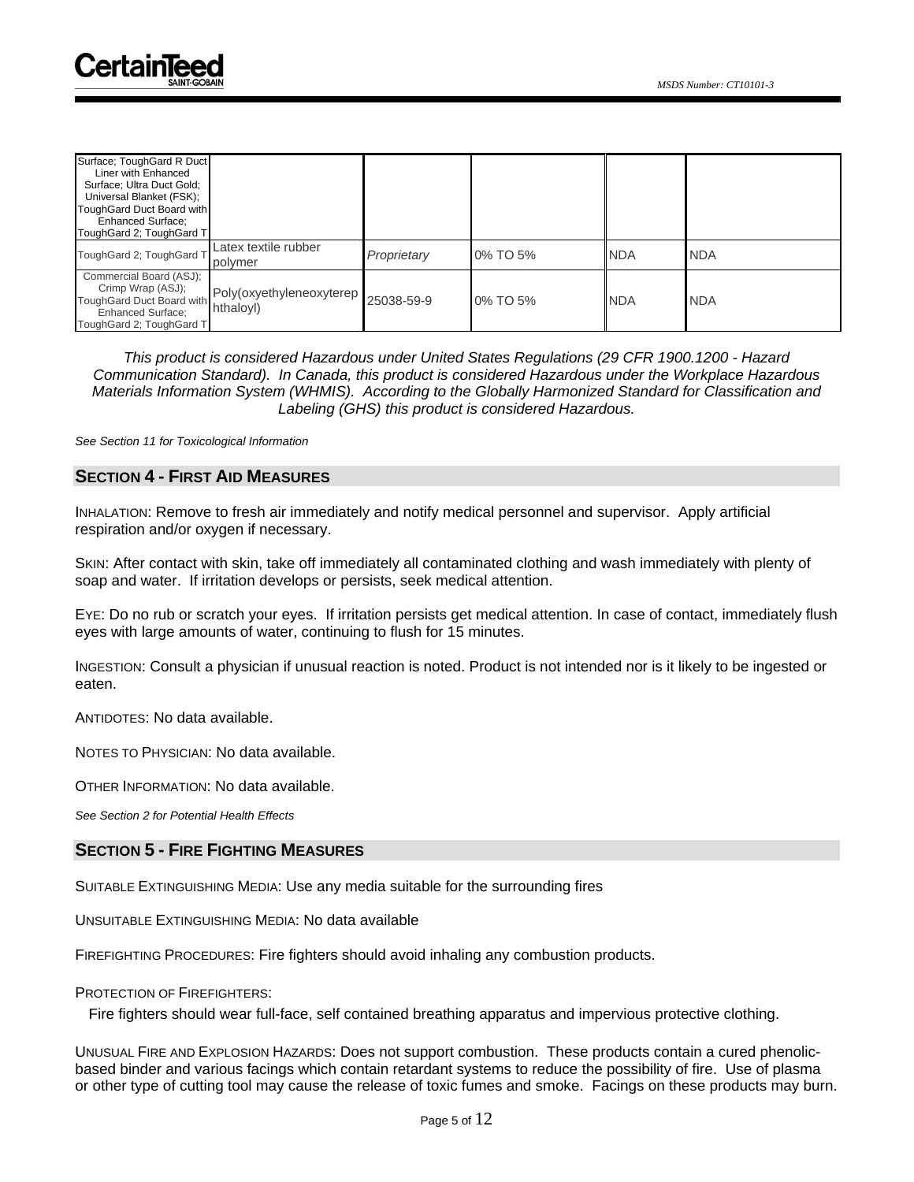| | | | | | |
|---|---|---|---|---|---|
| Surface; ToughGard R Duct Liner with Enhanced Surface; Ultra Duct Gold; Universal Blanket (FSK); ToughGard Duct Board with Enhanced Surface; ToughGard 2; ToughGard T | | | | | |
| ToughGard 2; ToughGard T | Latex textile rubber polymer | *Proprietary* | 0% TO 5% | NDA | NDA |
| Commercial Board (ASJ); Crimp Wrap (ASJ); ToughGard Duct Board with Enhanced Surface; ToughGard 2; ToughGard T | Poly(oxyethyleneoxyterephthaloyl) | 25038-59-9 | 0% TO 5% | NDA | NDA |

*This product is considered Hazardous under United States Regulations (29 CFR 1900.1200 - Hazard Communication Standard). In Canada, this product is considered Hazardous under the Workplace Hazardous Materials Information System (WHMIS). According to the Globally Harmonized Standard for Classification and Labeling (GHS) this product is considered Hazardous.*

*See Section 11 for Toxicological Information*

## SECTION 4 - FIRST AID MEASURES

INHALATION: Remove to fresh air immediately and notify medical personnel and supervisor. Apply artificial respiration and/or oxygen if necessary.

SKIN: After contact with skin, take off immediately all contaminated clothing and wash immediately with plenty of soap and water. If irritation develops or persists, seek medical attention.

EYE: Do no rub or scratch your eyes. If irritation persists get medical attention. In case of contact, immediately flush eyes with large amounts of water, continuing to flush for 15 minutes.

INGESTION: Consult a physician if unusual reaction is noted. Product is not intended nor is it likely to be ingested or eaten.

ANTIDOTES: No data available.

NOTES TO PHYSICIAN: No data available.

OTHER INFORMATION: No data available.

*See Section 2 for Potential Health Effects*

## SECTION 5 - FIRE FIGHTING MEASURES

SUITABLE EXTINGUISHING MEDIA: Use any media suitable for the surrounding fires

UNSUITABLE EXTINGUISHING MEDIA: No data available

FIREFIGHTING PROCEDURES: Fire fighters should avoid inhaling any combustion products.

PROTECTION OF FIREFIGHTERS:

Fire fighters should wear full-face, self contained breathing apparatus and impervious protective clothing.

UNUSUAL FIRE AND EXPLOSION HAZARDS: Does not support combustion. These products contain a cured phenolic-based binder and various facings which contain retardant systems to reduce the possibility of fire. Use of plasma or other type of cutting tool may cause the release of toxic fumes and smoke. Facings on these products may burn.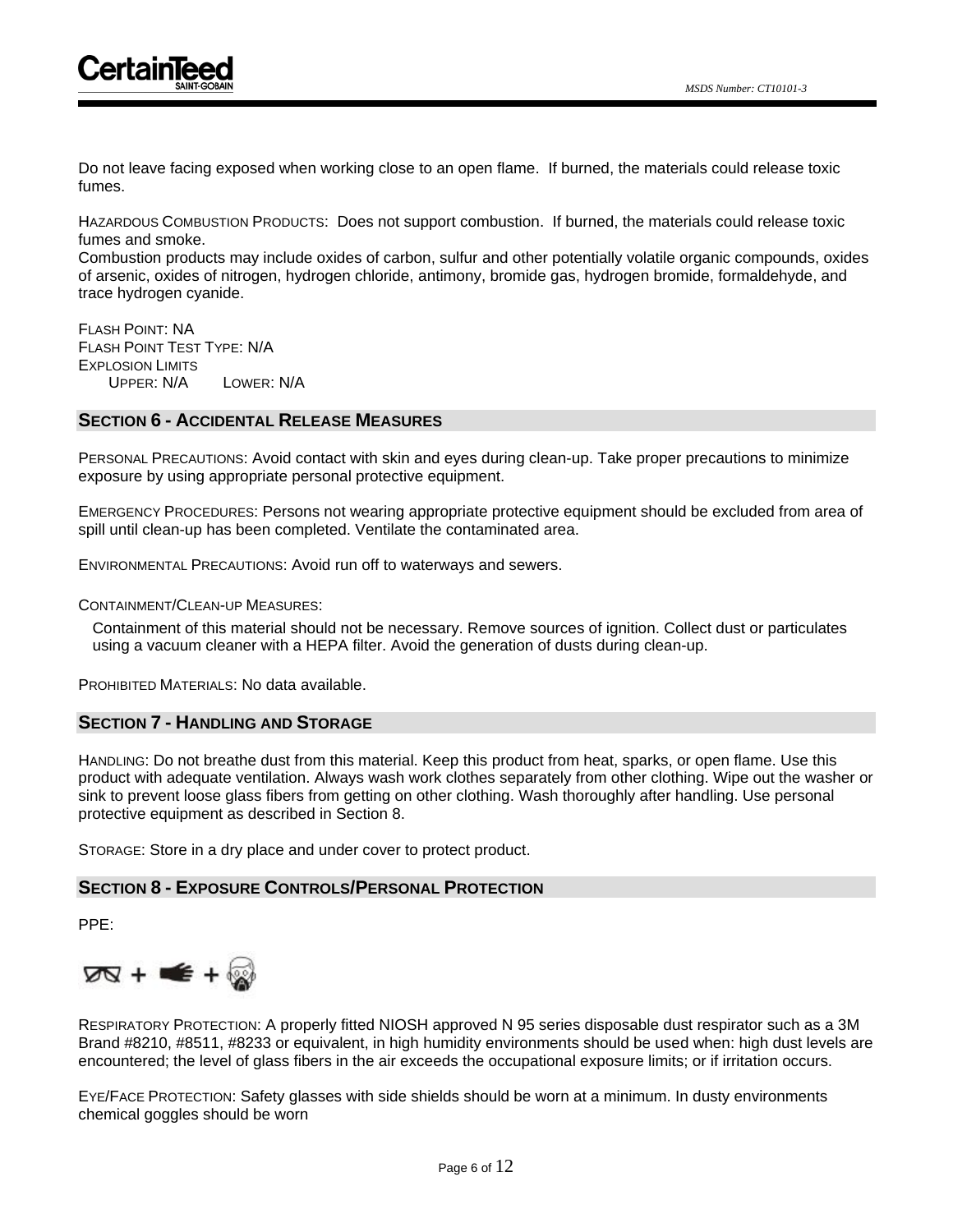Do not leave facing exposed when working close to an open flame. If burned, the materials could release toxic fumes.

HAZARDOUS COMBUSTION PRODUCTS: Does not support combustion. If burned, the materials could release toxic fumes and smoke.
Combustion products may include oxides of carbon, sulfur and other potentially volatile organic compounds, oxides of arsenic, oxides of nitrogen, hydrogen chloride, antimony, bromide gas, hydrogen bromide, formaldehyde, and trace hydrogen cyanide.

FLASH POINT: NA
FLASH POINT TEST TYPE: N/A
EXPLOSION LIMITS
UPPER: N/A LOWER: N/A

## SECTION 6 - ACCIDENTAL RELEASE MEASURES

PERSONAL PRECAUTIONS: Avoid contact with skin and eyes during clean-up. Take proper precautions to minimize exposure by using appropriate personal protective equipment.

EMERGENCY PROCEDURES: Persons not wearing appropriate protective equipment should be excluded from area of spill until clean-up has been completed. Ventilate the contaminated area.

ENVIRONMENTAL PRECAUTIONS: Avoid run off to waterways and sewers.

CONTAINMENT/CLEAN-UP MEASURES:

Containment of this material should not be necessary. Remove sources of ignition. Collect dust or particulates using a vacuum cleaner with a HEPA filter. Avoid the generation of dusts during clean-up.

PROHIBITED MATERIALS: No data available.

## SECTION 7 - HANDLING AND STORAGE

HANDLING: Do not breathe dust from this material. Keep this product from heat, sparks, or open flame. Use this product with adequate ventilation. Always wash work clothes separately from other clothing. Wipe out the washer or sink to prevent loose glass fibers from getting on other clothing. Wash thoroughly after handling. Use personal protective equipment as described in Section 8.

STORAGE: Store in a dry place and under cover to protect product.

## SECTION 8 - EXPOSURE CONTROLS/PERSONAL PROTECTION

PPE:

RESPIRATORY PROTECTION: A properly fitted NIOSH approved N 95 series disposable dust respirator such as a 3M Brand #8210, #8511, #8233 or equivalent, in high humidity environments should be used when: high dust levels are encountered; the level of glass fibers in the air exceeds the occupational exposure limits; or if irritation occurs.

EYE/FACE PROTECTION: Safety glasses with side shields should be worn at a minimum. In dusty environments chemical goggles should be worn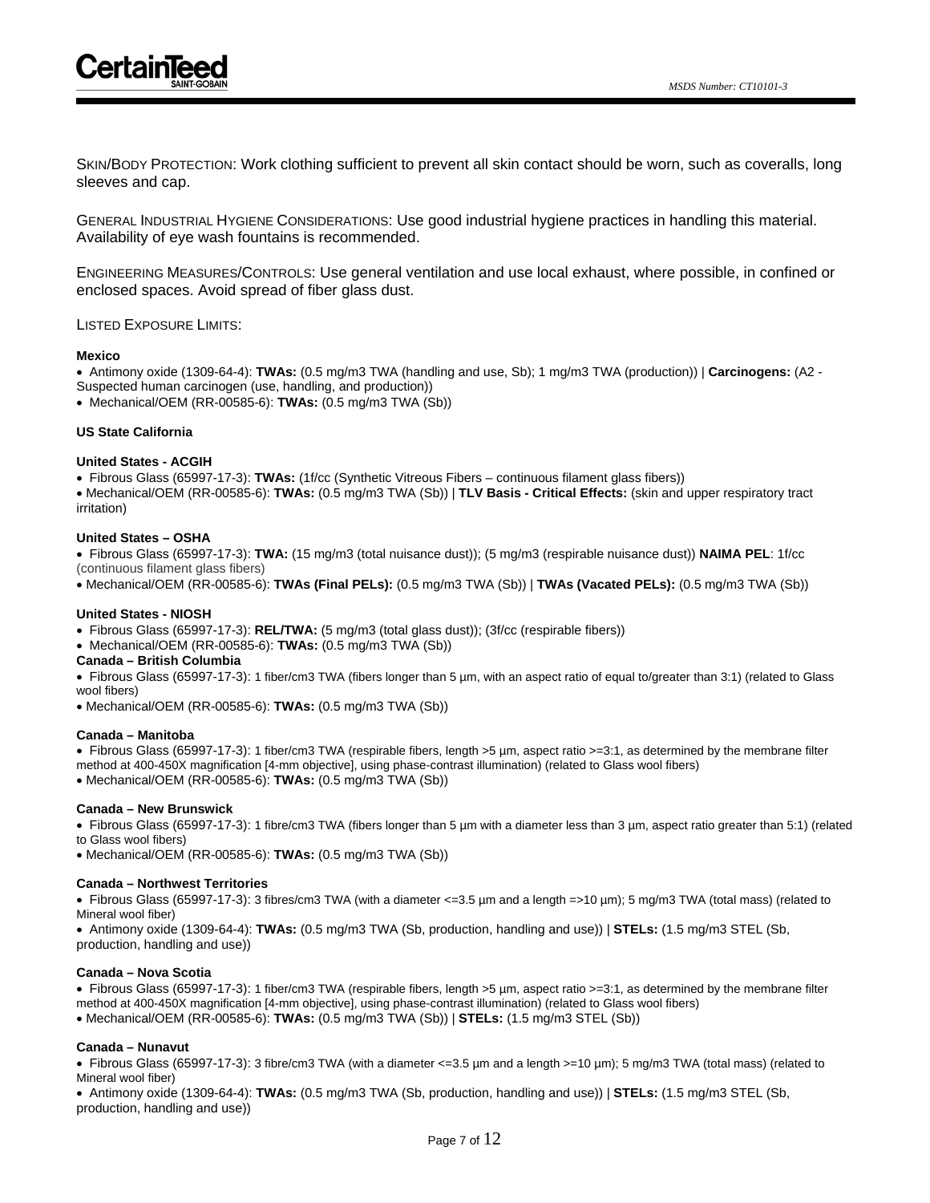Skin/Body Protection: Work clothing sufficient to prevent all skin contact should be worn, such as coveralls, long sleeves and cap.

General Industrial Hygiene Considerations: Use good industrial hygiene practices in handling this material. Availability of eye wash fountains is recommended.

Engineering Measures/Controls: Use general ventilation and use local exhaust, where possible, in confined or enclosed spaces. Avoid spread of fiber glass dust.

Listed Exposure Limits:

**Mexico**

- Antimony oxide (1309-64-4): **TWAs:** (0.5 mg/m3 TWA (handling and use, Sb); 1 mg/m3 TWA (production)) | **Carcinogens:** (A2 - Suspected human carcinogen (use, handling, and production))
- Mechanical/OEM (RR-00585-6): **TWAs:** (0.5 mg/m3 TWA (Sb))

**US State California**

**United States - ACGIH**

- Fibrous Glass (65997-17-3): **TWAs:** (1f/cc (Synthetic Vitreous Fibers – continuous filament glass fibers))
- Mechanical/OEM (RR-00585-6): **TWAs:** (0.5 mg/m3 TWA (Sb)) | **TLV Basis - Critical Effects:** (skin and upper respiratory tract irritation)

**United States – OSHA**

- Fibrous Glass (65997-17-3): **TWA:** (15 mg/m3 (total nuisance dust)); (5 mg/m3 (respirable nuisance dust)) **NAIMA PEL**: 1f/cc (continuous filament glass fibers)
- Mechanical/OEM (RR-00585-6): **TWAs (Final PELs):** (0.5 mg/m3 TWA (Sb)) | **TWAs (Vacated PELs):** (0.5 mg/m3 TWA (Sb))

**United States - NIOSH**

- Fibrous Glass (65997-17-3): **REL/TWA:** (5 mg/m3 (total glass dust)); (3f/cc (respirable fibers))
- Mechanical/OEM (RR-00585-6): **TWAs:** (0.5 mg/m3 TWA (Sb))

**Canada – British Columbia**

- Fibrous Glass (65997-17-3): 1 fiber/cm3 TWA (fibers longer than 5 µm, with an aspect ratio of equal to/greater than 3:1) (related to Glass wool fibers)
- Mechanical/OEM (RR-00585-6): **TWAs:** (0.5 mg/m3 TWA (Sb))

**Canada – Manitoba**

- Fibrous Glass (65997-17-3): 1 fiber/cm3 TWA (respirable fibers, length >5 µm, aspect ratio >=3:1, as determined by the membrane filter method at 400-450X magnification [4-mm objective], using phase-contrast illumination) (related to Glass wool fibers)
- Mechanical/OEM (RR-00585-6): **TWAs:** (0.5 mg/m3 TWA (Sb))

**Canada – New Brunswick**

- Fibrous Glass (65997-17-3): 1 fibre/cm3 TWA (fibers longer than 5 µm with a diameter less than 3 µm, aspect ratio greater than 5:1) (related to Glass wool fibers)
- Mechanical/OEM (RR-00585-6): **TWAs:** (0.5 mg/m3 TWA (Sb))

**Canada – Northwest Territories**

- Fibrous Glass (65997-17-3): 3 fibres/cm3 TWA (with a diameter <=3.5 µm and a length =>10 µm); 5 mg/m3 TWA (total mass) (related to Mineral wool fiber)
- Antimony oxide (1309-64-4): **TWAs:** (0.5 mg/m3 TWA (Sb, production, handling and use)) | **STELs:** (1.5 mg/m3 STEL (Sb, production, handling and use))

**Canada – Nova Scotia**

- Fibrous Glass (65997-17-3): 1 fiber/cm3 TWA (respirable fibers, length >5 µm, aspect ratio >=3:1, as determined by the membrane filter method at 400-450X magnification [4-mm objective], using phase-contrast illumination) (related to Glass wool fibers)
- Mechanical/OEM (RR-00585-6): **TWAs:** (0.5 mg/m3 TWA (Sb)) | **STELs:** (1.5 mg/m3 STEL (Sb))

**Canada – Nunavut**

- Fibrous Glass (65997-17-3): 3 fibre/cm3 TWA (with a diameter <=3.5 µm and a length >=10 µm); 5 mg/m3 TWA (total mass) (related to Mineral wool fiber)
- Antimony oxide (1309-64-4): **TWAs:** (0.5 mg/m3 TWA (Sb, production, handling and use)) | **STELs:** (1.5 mg/m3 STEL (Sb, production, handling and use))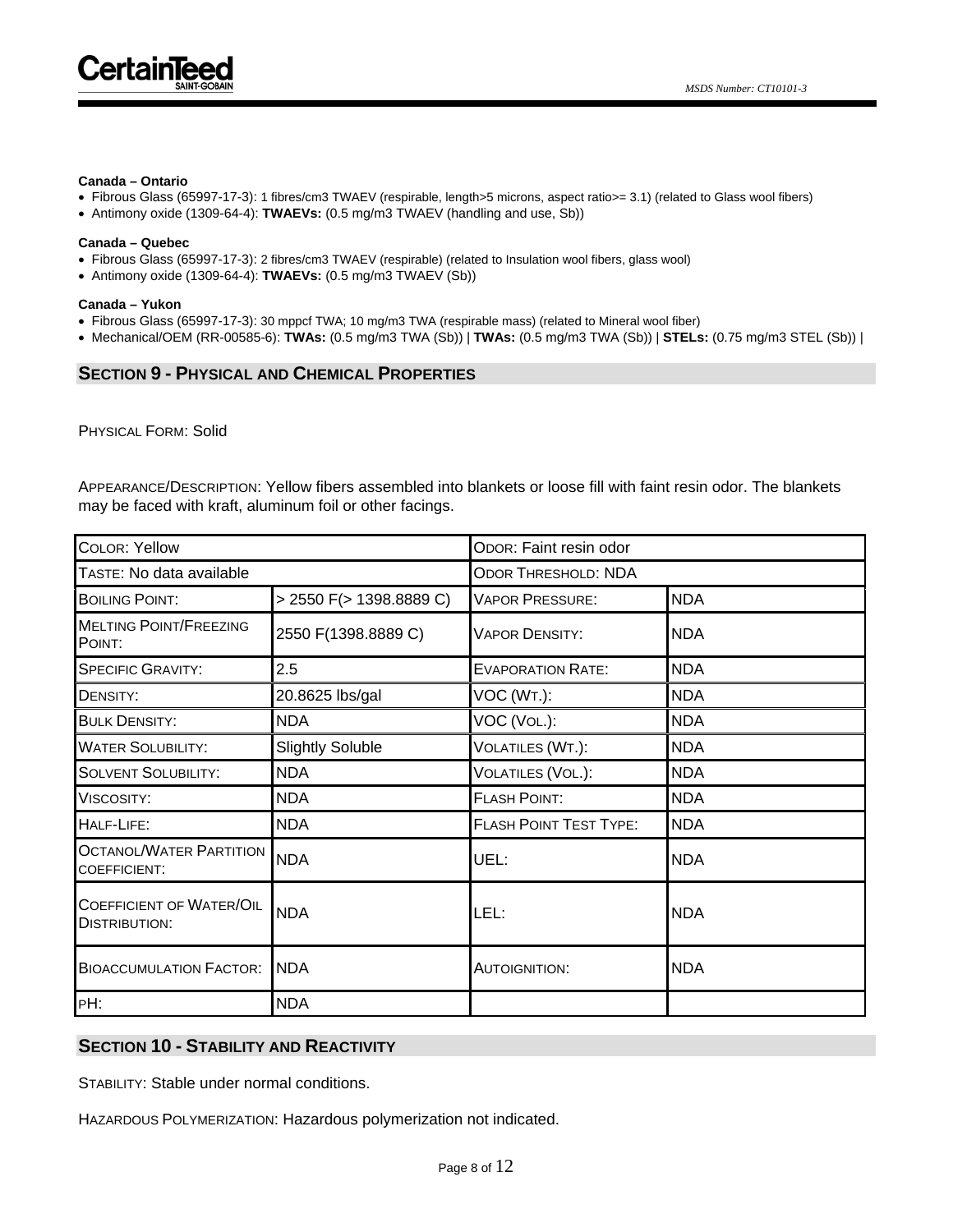**Canada – Ontario**

- Fibrous Glass (65997-17-3): 1 fibres/cm3 TWAEV (respirable, length>5 microns, aspect ratio>= 3.1) (related to Glass wool fibers)
- Antimony oxide (1309-64-4): **TWAEVs:** (0.5 mg/m3 TWAEV (handling and use, Sb))

**Canada – Quebec**

- Fibrous Glass (65997-17-3): 2 fibres/cm3 TWAEV (respirable) (related to Insulation wool fibers, glass wool)
- Antimony oxide (1309-64-4): **TWAEVs:** (0.5 mg/m3 TWAEV (Sb))

**Canada – Yukon**

- Fibrous Glass (65997-17-3): 30 mppcf TWA; 10 mg/m3 TWA (respirable mass) (related to Mineral wool fiber)
- Mechanical/OEM (RR-00585-6): **TWAs:** (0.5 mg/m3 TWA (Sb)) | **TWAs:** (0.5 mg/m3 TWA (Sb)) | **STELs:** (0.75 mg/m3 STEL (Sb)) |

## SECTION 9 - PHYSICAL AND CHEMICAL PROPERTIES

PHYSICAL FORM: Solid

APPEARANCE/DESCRIPTION: Yellow fibers assembled into blankets or loose fill with faint resin odor. The blankets may be faced with kraft, aluminum foil or other facings.

| COLOR: Yellow | | ODOR: Faint resin odor | |
|---|---|---|---|
| TASTE: No data available | | ODOR THRESHOLD: NDA | |
| BOILING POINT: | > 2550 F(> 1398.8889 C) | VAPOR PRESSURE: | NDA |
| MELTING POINT/FREEZING POINT: | 2550 F(1398.8889 C) | VAPOR DENSITY: | NDA |
| SPECIFIC GRAVITY: | 2.5 | EVAPORATION RATE: | NDA |
| DENSITY: | 20.8625 lbs/gal | VOC (WT.): | NDA |
| BULK DENSITY: | NDA | VOC (VOL.): | NDA |
| WATER SOLUBILITY: | Slightly Soluble | VOLATILES (WT.): | NDA |
| SOLVENT SOLUBILITY: | NDA | VOLATILES (VOL.): | NDA |
| VISCOSITY: | NDA | FLASH POINT: | NDA |
| HALF-LIFE: | NDA | FLASH POINT TEST TYPE: | NDA |
| OCTANOL/WATER PARTITION COEFFICIENT: | NDA | UEL: | NDA |
| COEFFICIENT OF WATER/OIL DISTRIBUTION: | NDA | LEL: | NDA |
| BIOACCUMULATION FACTOR: | NDA | AUTOIGNITION: | NDA |
| PH: | NDA | | |

## SECTION 10 - STABILITY AND REACTIVITY

STABILITY: Stable under normal conditions.

HAZARDOUS POLYMERIZATION: Hazardous polymerization not indicated.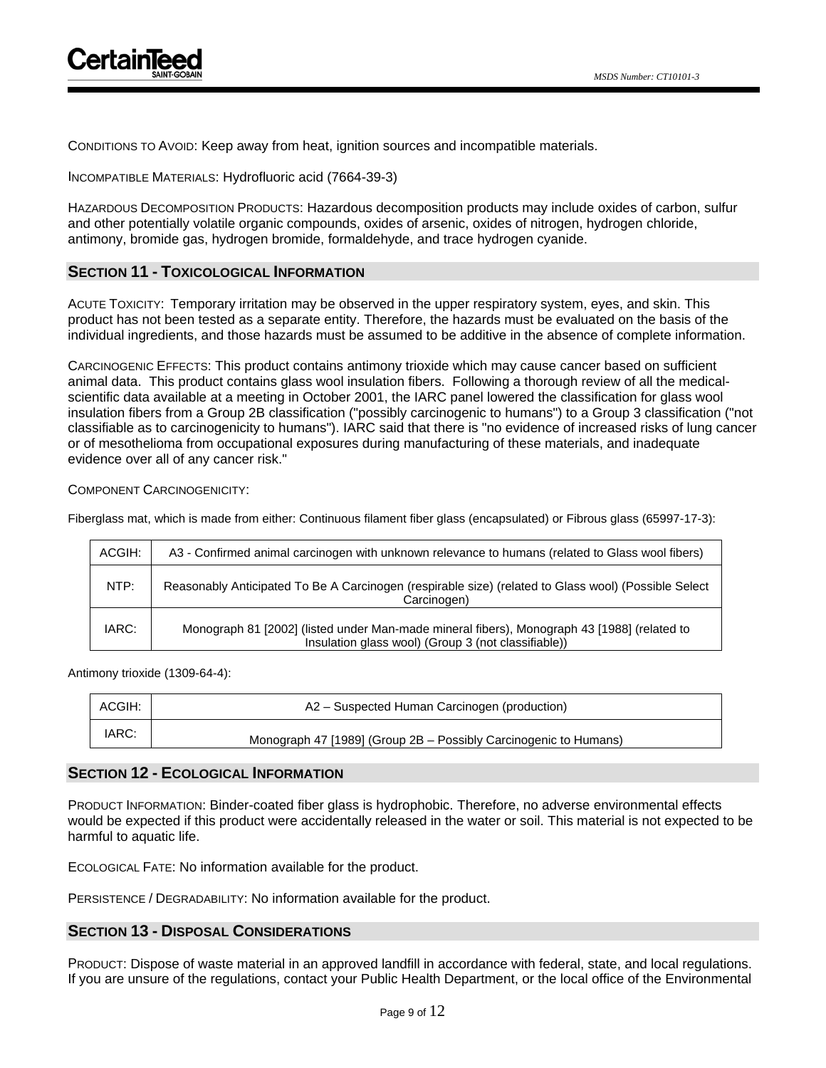CONDITIONS TO AVOID: Keep away from heat, ignition sources and incompatible materials.

INCOMPATIBLE MATERIALS: Hydrofluoric acid (7664-39-3)

HAZARDOUS DECOMPOSITION PRODUCTS: Hazardous decomposition products may include oxides of carbon, sulfur and other potentially volatile organic compounds, oxides of arsenic, oxides of nitrogen, hydrogen chloride, antimony, bromide gas, hydrogen bromide, formaldehyde, and trace hydrogen cyanide.

## SECTION 11 - TOXICOLOGICAL INFORMATION

ACUTE TOXICITY: Temporary irritation may be observed in the upper respiratory system, eyes, and skin. This product has not been tested as a separate entity. Therefore, the hazards must be evaluated on the basis of the individual ingredients, and those hazards must be assumed to be additive in the absence of complete information.

CARCINOGENIC EFFECTS: This product contains antimony trioxide which may cause cancer based on sufficient animal data. This product contains glass wool insulation fibers. Following a thorough review of all the medical-scientific data available at a meeting in October 2001, the IARC panel lowered the classification for glass wool insulation fibers from a Group 2B classification ("possibly carcinogenic to humans") to a Group 3 classification ("not classifiable as to carcinogenicity to humans"). IARC said that there is "no evidence of increased risks of lung cancer or of mesothelioma from occupational exposures during manufacturing of these materials, and inadequate evidence over all of any cancer risk."

COMPONENT CARCINOGENICITY:

Fiberglass mat, which is made from either: Continuous filament fiber glass (encapsulated) or Fibrous glass (65997-17-3):

| | |
|---|---|
| ACGIH: | A3 - Confirmed animal carcinogen with unknown relevance to humans (related to Glass wool fibers) |
| NTP: | Reasonably Anticipated To Be A Carcinogen (respirable size) (related to Glass wool) (Possible Select Carcinogen) |
| IARC: | Monograph 81 [2002] (listed under Man-made mineral fibers), Monograph 43 [1988] (related to Insulation glass wool) (Group 3 (not classifiable)) |

Antimony trioxide (1309-64-4):

| | |
|---|---|
| ACGIH: | A2 – Suspected Human Carcinogen (production) |
| IARC: | Monograph 47 [1989] (Group 2B – Possibly Carcinogenic to Humans) |

## SECTION 12 - ECOLOGICAL INFORMATION

PRODUCT INFORMATION: Binder-coated fiber glass is hydrophobic. Therefore, no adverse environmental effects would be expected if this product were accidentally released in the water or soil. This material is not expected to be harmful to aquatic life.

ECOLOGICAL FATE: No information available for the product.

PERSISTENCE / DEGRADABILITY: No information available for the product.

## SECTION 13 - DISPOSAL CONSIDERATIONS

PRODUCT: Dispose of waste material in an approved landfill in accordance with federal, state, and local regulations. If you are unsure of the regulations, contact your Public Health Department, or the local office of the Environmental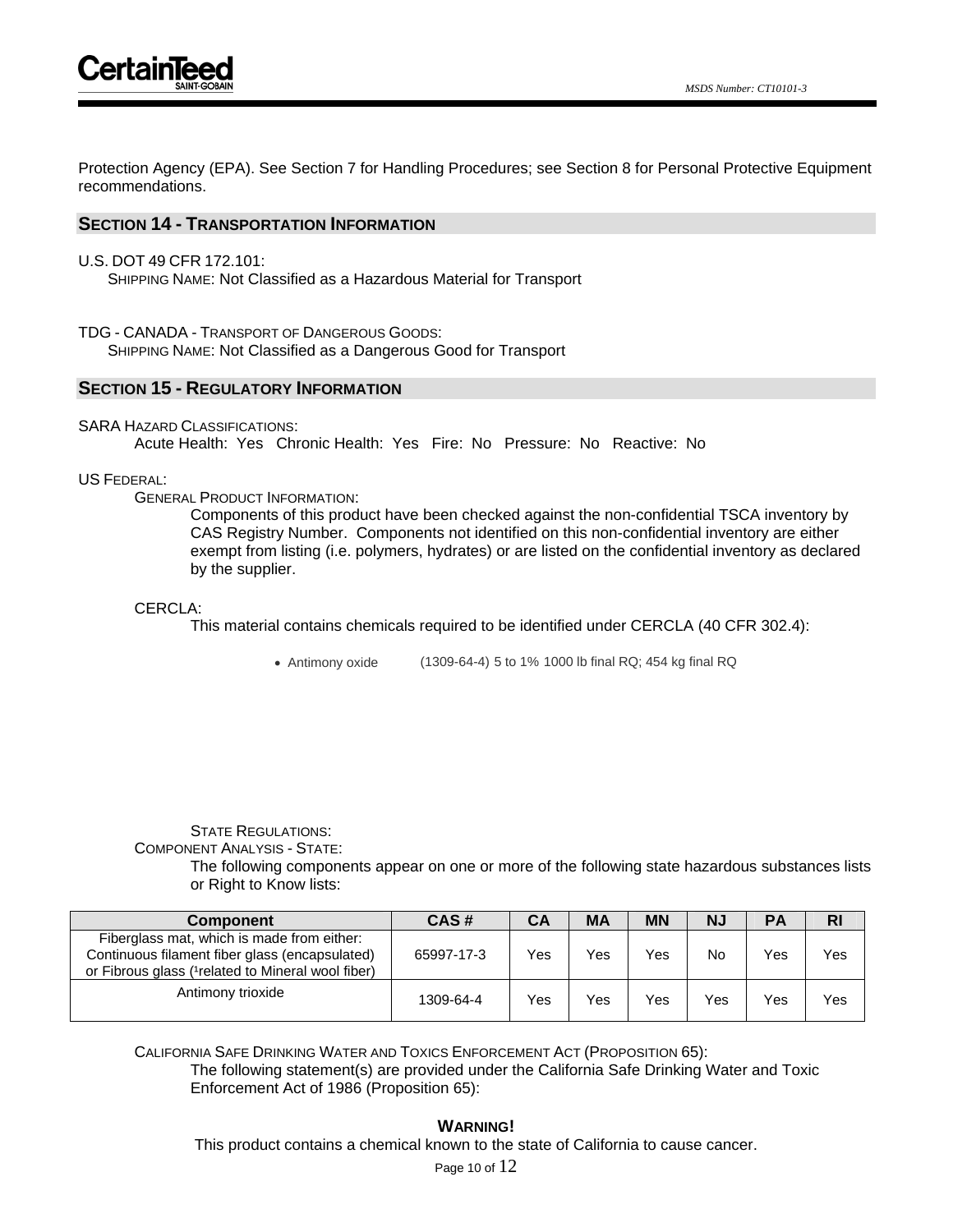Protection Agency (EPA). See Section 7 for Handling Procedures; see Section 8 for Personal Protective Equipment recommendations.

## SECTION 14 - TRANSPORTATION INFORMATION

U.S. DOT 49 CFR 172.101:

SHIPPING NAME: Not Classified as a Hazardous Material for Transport

TDG - CANADA - TRANSPORT OF DANGEROUS GOODS:

SHIPPING NAME: Not Classified as a Dangerous Good for Transport

## SECTION 15 - REGULATORY INFORMATION

SARA HAZARD CLASSIFICATIONS:

Acute Health: Yes Chronic Health: Yes Fire: No Pressure: No Reactive: No

US FEDERAL:

GENERAL PRODUCT INFORMATION:

Components of this product have been checked against the non-confidential TSCA inventory by CAS Registry Number. Components not identified on this non-confidential inventory are either exempt from listing (i.e. polymers, hydrates) or are listed on the confidential inventory as declared by the supplier.

CERCLA:

This material contains chemicals required to be identified under CERCLA (40 CFR 302.4):

- Antimony oxide (1309-64-4) 5 to 1% 1000 lb final RQ; 454 kg final RQ

STATE REGULATIONS:

COMPONENT ANALYSIS - STATE:

The following components appear on one or more of the following state hazardous substances lists or Right to Know lists:

| Component | CAS # | CA | MA | MN | NJ | PA | RI |
|---|---|---|---|---|---|---|---|
| Fiberglass mat, which is made from either: Continuous filament fiber glass (encapsulated) or Fibrous glass ([1]related to Mineral wool fiber) | 65997-17-3 | Yes | Yes | Yes | No | Yes | Yes |
| Antimony trioxide | 1309-64-4 | Yes | Yes | Yes | Yes | Yes | Yes |

CALIFORNIA SAFE DRINKING WATER AND TOXICS ENFORCEMENT ACT (PROPOSITION 65):

The following statement(s) are provided under the California Safe Drinking Water and Toxic Enforcement Act of 1986 (Proposition 65):

**WARNING!**

This product contains a chemical known to the state of California to cause cancer.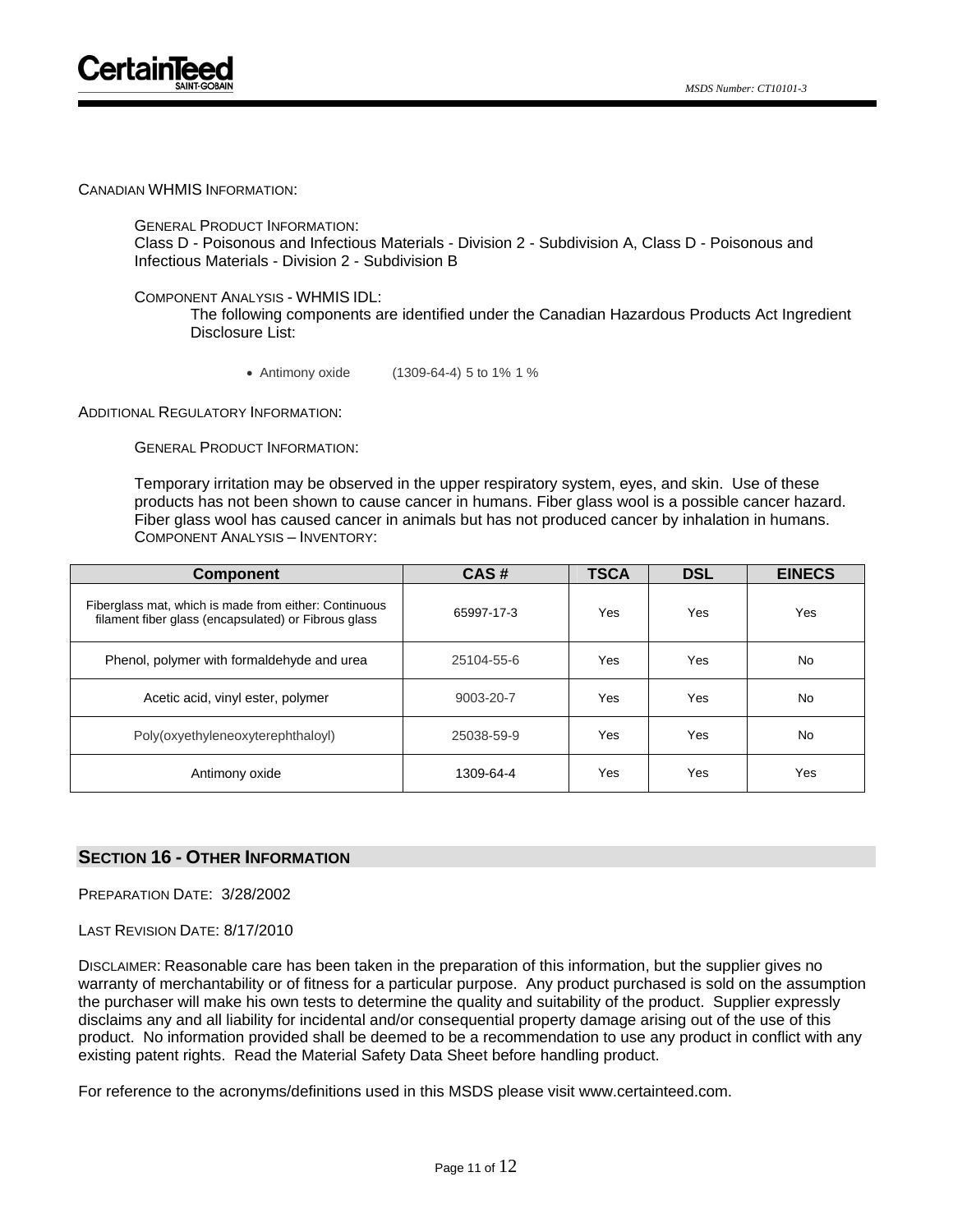CANADIAN WHMIS INFORMATION:

GENERAL PRODUCT INFORMATION:
Class D - Poisonous and Infectious Materials - Division 2 - Subdivision A, Class D - Poisonous and Infectious Materials - Division 2 - Subdivision B

COMPONENT ANALYSIS - WHMIS IDL:
The following components are identified under the Canadian Hazardous Products Act Ingredient Disclosure List:

- Antimony oxide (1309-64-4) 5 to 1% 1 %

ADDITIONAL REGULATORY INFORMATION:

GENERAL PRODUCT INFORMATION:

Temporary irritation may be observed in the upper respiratory system, eyes, and skin. Use of these products has not been shown to cause cancer in humans. Fiber glass wool is a possible cancer hazard. Fiber glass wool has caused cancer in animals but has not produced cancer by inhalation in humans.
COMPONENT ANALYSIS – INVENTORY:

| Component | CAS # | TSCA | DSL | EINECS |
|---|---|---|---|---|
| Fiberglass mat, which is made from either: Continuous filament fiber glass (encapsulated) or Fibrous glass | 65997-17-3 | Yes | Yes | Yes |
| Phenol, polymer with formaldehyde and urea | 25104-55-6 | Yes | Yes | No |
| Acetic acid, vinyl ester, polymer | 9003-20-7 | Yes | Yes | No |
| Poly(oxyethyleneoxyterephthaloyl) | 25038-59-9 | Yes | Yes | No |
| Antimony oxide | 1309-64-4 | Yes | Yes | Yes |

## SECTION 16 - OTHER INFORMATION

PREPARATION DATE: 3/28/2002

LAST REVISION DATE: 8/17/2010

DISCLAIMER: Reasonable care has been taken in the preparation of this information, but the supplier gives no warranty of merchantability or of fitness for a particular purpose. Any product purchased is sold on the assumption the purchaser will make his own tests to determine the quality and suitability of the product. Supplier expressly disclaims any and all liability for incidental and/or consequential property damage arising out of the use of this product. No information provided shall be deemed to be a recommendation to use any product in conflict with any existing patent rights. Read the Material Safety Data Sheet before handling product.

For reference to the acronyms/definitions used in this MSDS please visit www.certainteed.com.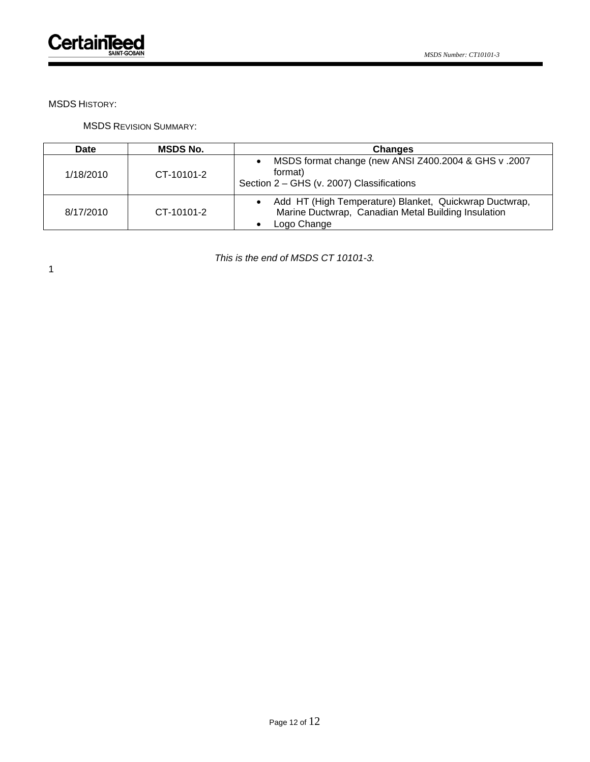MSDS HISTORY:

MSDS REVISION SUMMARY:

| Date | MSDS No. | Changes |
|---|---|---|
| 1/18/2010 | CT-10101-2 | • MSDS format change (new ANSI Z400.2004 & GHS v .2007 format)<br>Section 2 – GHS (v. 2007) Classifications |
| 8/17/2010 | CT-10101-2 | • Add HT (High Temperature) Blanket, Quickwrap Ductwrap, Marine Ductwrap, Canadian Metal Building Insulation<br>• Logo Change |

*This is the end of MSDS CT 10101-3.*

1